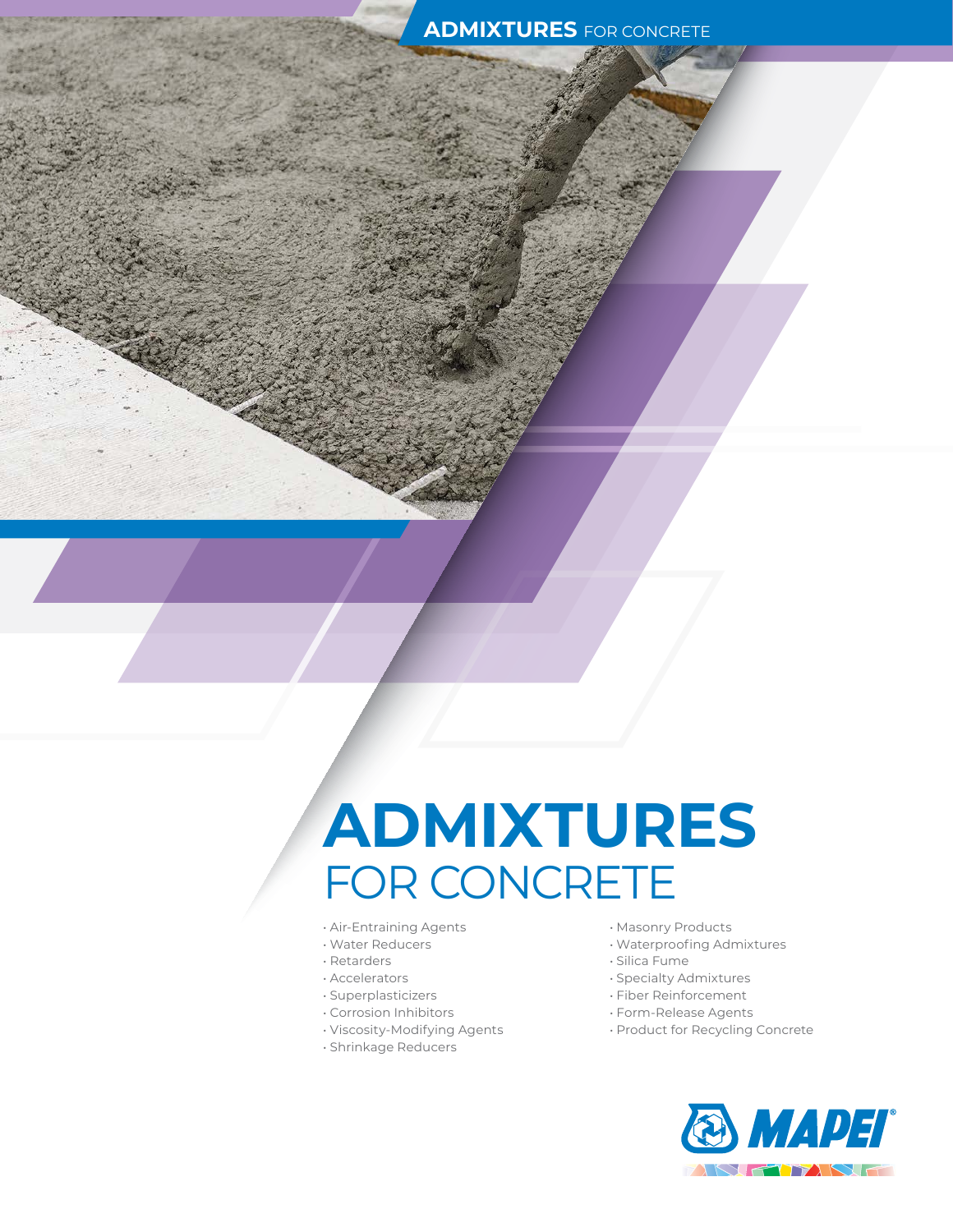# ADMIXTURES
## FOR CONCRETE

- Air-Entraining Agents
- Water Reducers
- Retarders
- Accelerators
- Superplasticizers
- Corrosion Inhibitors
- Viscosity-Modifying Agents
- Shrinkage Reducers
- Masonry Products
- Waterproofing Admixtures
- Silica Fume
- Specialty Admixtures
- Fiber Reinforcement
- Form-Release Agents
- Product for Recycling Concrete

MAPEI®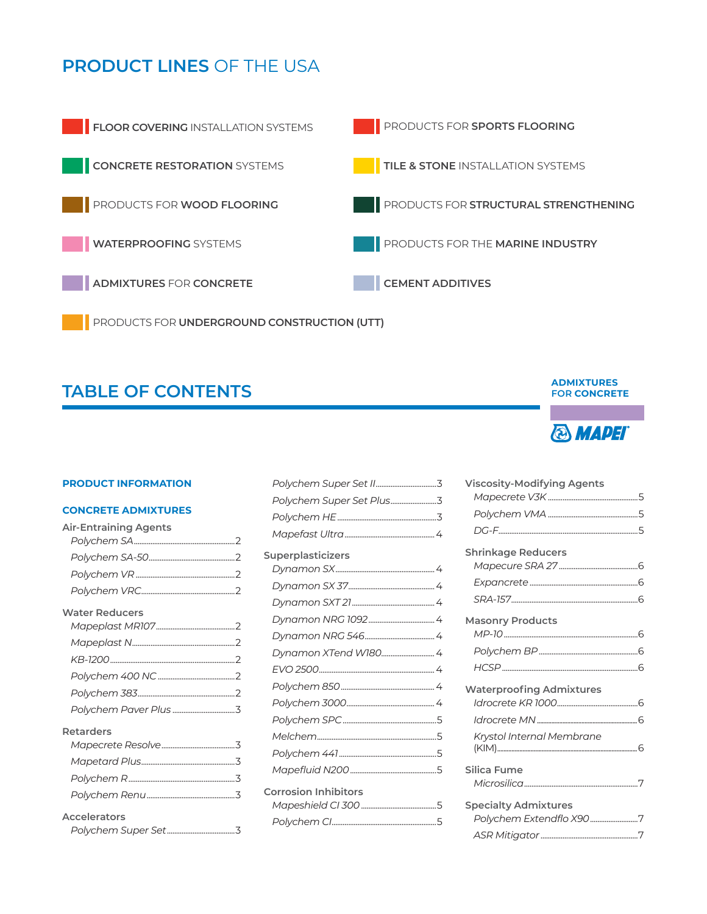# PRODUCT LINES OF THE USA

- **FLOOR COVERING** INSTALLATION SYSTEMS
- PRODUCTS FOR **SPORTS FLOORING**
- **CONCRETE RESTORATION** SYSTEMS
- **TILE & STONE** INSTALLATION SYSTEMS
- PRODUCTS FOR **WOOD FLOORING**
- PRODUCTS FOR **STRUCTURAL STRENGTHENING**
- **WATERPROOFING** SYSTEMS
- PRODUCTS FOR THE **MARINE INDUSTRY**
- **ADMIXTURES** FOR **CONCRETE**
- **CEMENT ADDITIVES**
- PRODUCTS FOR **UNDERGROUND CONSTRUCTION (UTT)**

# TABLE OF CONTENTS

**ADMIXTURES FOR CONCRETE**

MAPEI

## PRODUCT INFORMATION

### CONCRETE ADMIXTURES

**Air-Entraining Agents**

- *Polychem SA* .......... 2
- *Polychem SA-50* .......... 2
- *Polychem VR* .......... 2
- *Polychem VRC* .......... 2

**Water Reducers**

- *Mapeplast MR107* .......... 2
- *Mapeplast N* .......... 2
- *KB-1200* .......... 2
- *Polychem 400 NC* .......... 2
- *Polychem 383* .......... 2
- *Polychem Paver Plus* .......... 3

**Retarders**

- *Mapecrete Resolve* .......... 3
- *Mapetard Plus* .......... 3
- *Polychem R* .......... 3
- *Polychem Renu* .......... 3

**Accelerators**

- *Polychem Super Set* .......... 3
- *Polychem Super Set II* .......... 3
- *Polychem Super Set Plus* .......... 3
- *Polychem HE* .......... 3
- *Mapefast Ultra* .......... 4

**Superplasticizers**

- *Dynamon SX* .......... 4
- *Dynamon SX 37* .......... 4
- *Dynamon SXT 21* .......... 4
- *Dynamon NRG 1092* .......... 4
- *Dynamon NRG 546* .......... 4
- *Dynamon XTend W180* .......... 4
- *EVO 2500* .......... 4
- *Polychem 850* .......... 4
- *Polychem 3000* .......... 4
- *Polychem SPC* .......... 5
- *Melchem* .......... 5
- *Polychem 441* .......... 5
- *Mapefluid N200* .......... 5

**Corrosion Inhibitors**

- *Mapeshield CI 300* .......... 5
- *Polychem CI* .......... 5

**Viscosity-Modifying Agents**

- *Mapecrete V3K* .......... 5
- *Polychem VMA* .......... 5
- *DG-F* .......... 5

**Shrinkage Reducers**

- *Mapecure SRA 27* .......... 6
- *Expancrete* .......... 6
- *SRA-157* .......... 6

**Masonry Products**

- *MP-10* .......... 6
- *Polychem BP* .......... 6
- *HCSP* .......... 6

**Waterproofing Admixtures**

- *Idrocrete KR 1000* .......... 6
- *Idrocrete MN* .......... 6
- *Krystol Internal Membrane (KIM)* .......... 6

**Silica Fume**

- *Microsilica* .......... 7

**Specialty Admixtures**

- *Polychem Extendflo X90* .......... 7
- *ASR Mitigator* .......... 7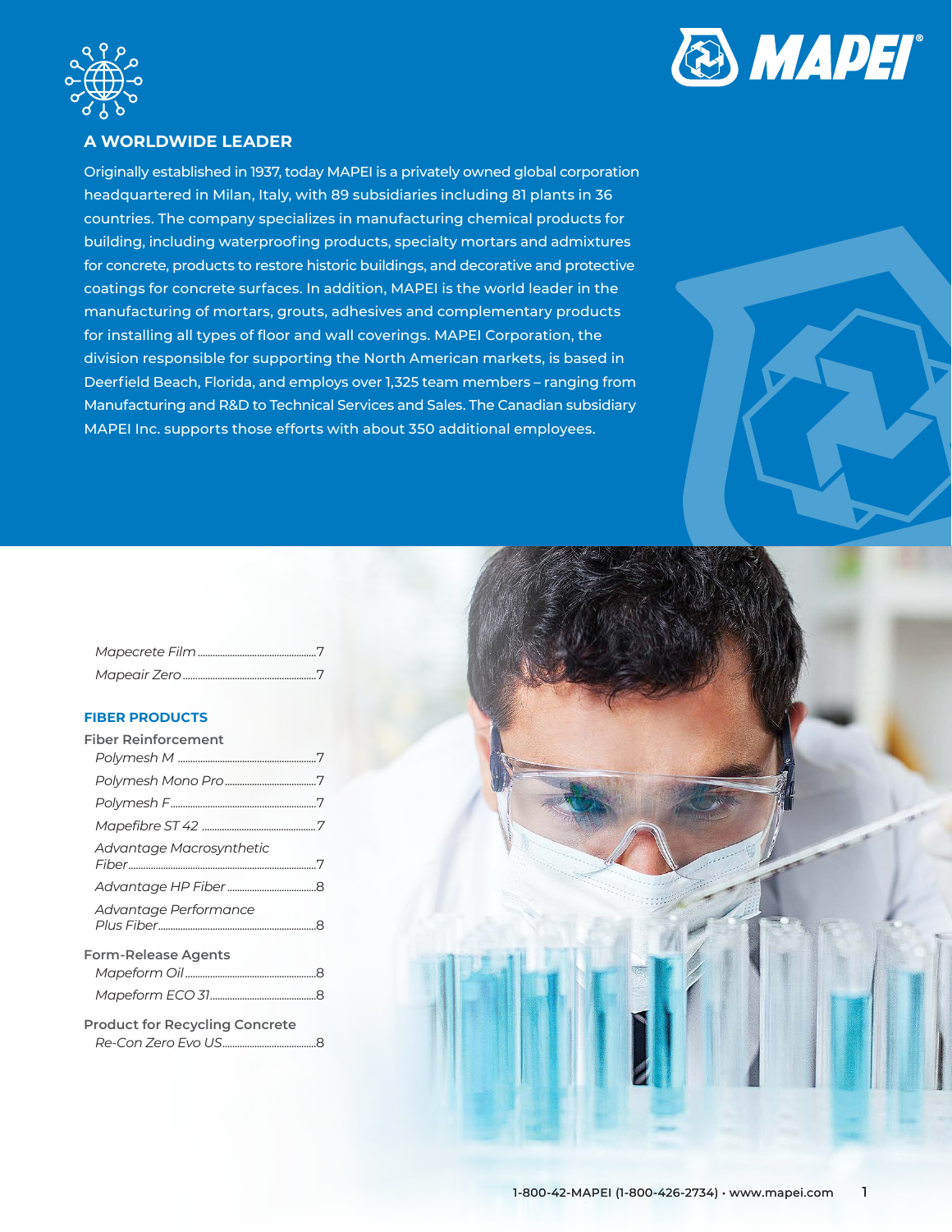## A WORLDWIDE LEADER

Originally established in 1937, today MAPEI is a privately owned global corporation headquartered in Milan, Italy, with 89 subsidiaries including 81 plants in 36 countries. The company specializes in manufacturing chemical products for building, including waterproofing products, specialty mortars and admixtures for concrete, products to restore historic buildings, and decorative and protective coatings for concrete surfaces. In addition, MAPEI is the world leader in the manufacturing of mortars, grouts, adhesives and complementary products for installing all types of floor and wall coverings. MAPEI Corporation, the division responsible for supporting the North American markets, is based in Deerfield Beach, Florida, and employs over 1,325 team members – ranging from Manufacturing and R&D to Technical Services and Sales. The Canadian subsidiary MAPEI Inc. supports those efforts with about 350 additional employees.

*Mapecrete Film* .......... 7
*Mapeair Zero* .......... 7

### FIBER PRODUCTS

**Fiber Reinforcement**

*Polymesh M* .......... 7
*Polymesh Mono Pro* .......... 7
*Polymesh F* .......... 7
*Mapefibre ST 42* .......... 7
*Advantage Macrosynthetic Fiber* .......... 7
*Advantage HP Fiber* .......... 8
*Advantage Performance Plus Fiber* .......... 8

**Form-Release Agents**

*Mapeform Oil* .......... 8
*Mapeform ECO 31* .......... 8

**Product for Recycling Concrete**

*Re-Con Zero Evo US* .......... 8

1-800-42-MAPEI (1-800-426-2734) • www.mapei.com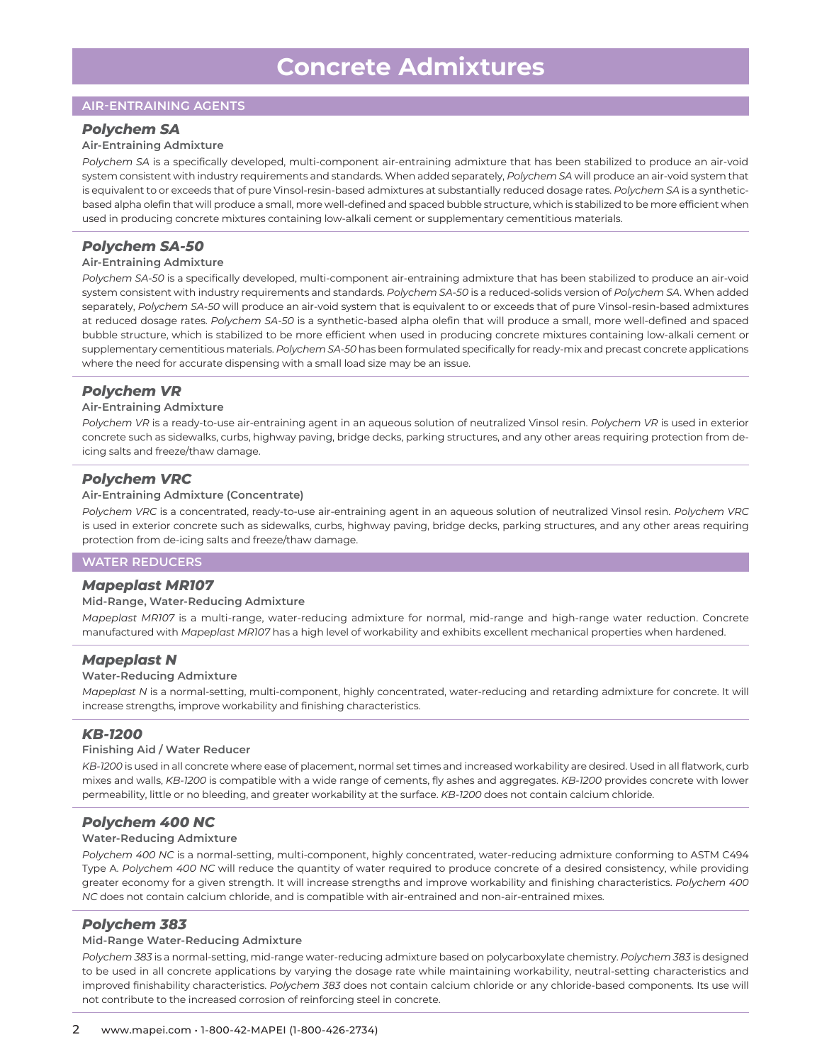# Concrete Admixtures

## AIR-ENTRAINING AGENTS

### *Polychem SA*

**Air-Entraining Admixture**

*Polychem SA* is a specifically developed, multi-component air-entraining admixture that has been stabilized to produce an air-void system consistent with industry requirements and standards. When added separately, *Polychem SA* will produce an air-void system that is equivalent to or exceeds that of pure Vinsol-resin-based admixtures at substantially reduced dosage rates. *Polychem SA* is a synthetic-based alpha olefin that will produce a small, more well-defined and spaced bubble structure, which is stabilized to be more efficient when used in producing concrete mixtures containing low-alkali cement or supplementary cementitious materials.

### *Polychem SA-50*

**Air-Entraining Admixture**

*Polychem SA-50* is a specifically developed, multi-component air-entraining admixture that has been stabilized to produce an air-void system consistent with industry requirements and standards. *Polychem SA-50* is a reduced-solids version of *Polychem SA*. When added separately, *Polychem SA-50* will produce an air-void system that is equivalent to or exceeds that of pure Vinsol-resin-based admixtures at reduced dosage rates. *Polychem SA-50* is a synthetic-based alpha olefin that will produce a small, more well-defined and spaced bubble structure, which is stabilized to be more efficient when used in producing concrete mixtures containing low-alkali cement or supplementary cementitious materials. *Polychem SA-50* has been formulated specifically for ready-mix and precast concrete applications where the need for accurate dispensing with a small load size may be an issue.

### *Polychem VR*

**Air-Entraining Admixture**

*Polychem VR* is a ready-to-use air-entraining agent in an aqueous solution of neutralized Vinsol resin. *Polychem VR* is used in exterior concrete such as sidewalks, curbs, highway paving, bridge decks, parking structures, and any other areas requiring protection from de-icing salts and freeze/thaw damage.

### *Polychem VRC*

**Air-Entraining Admixture (Concentrate)**

*Polychem VRC* is a concentrated, ready-to-use air-entraining agent in an aqueous solution of neutralized Vinsol resin. *Polychem VRC* is used in exterior concrete such as sidewalks, curbs, highway paving, bridge decks, parking structures, and any other areas requiring protection from de-icing salts and freeze/thaw damage.

## WATER REDUCERS

### *Mapeplast MR107*

**Mid-Range, Water-Reducing Admixture**

*Mapeplast MR107* is a multi-range, water-reducing admixture for normal, mid-range and high-range water reduction. Concrete manufactured with *Mapeplast MR107* has a high level of workability and exhibits excellent mechanical properties when hardened.

### *Mapeplast N*

**Water-Reducing Admixture**

*Mapeplast N* is a normal-setting, multi-component, highly concentrated, water-reducing and retarding admixture for concrete. It will increase strengths, improve workability and finishing characteristics.

### *KB-1200*

**Finishing Aid / Water Reducer**

*KB-1200* is used in all concrete where ease of placement, normal set times and increased workability are desired. Used in all flatwork, curb mixes and walls, *KB-1200* is compatible with a wide range of cements, fly ashes and aggregates. *KB-1200* provides concrete with lower permeability, little or no bleeding, and greater workability at the surface. *KB-1200* does not contain calcium chloride.

### *Polychem 400 NC*

**Water-Reducing Admixture**

*Polychem 400 NC* is a normal-setting, multi-component, highly concentrated, water-reducing admixture conforming to ASTM C494 Type A. *Polychem 400 NC* will reduce the quantity of water required to produce concrete of a desired consistency, while providing greater economy for a given strength. It will increase strengths and improve workability and finishing characteristics. *Polychem 400 NC* does not contain calcium chloride, and is compatible with air-entrained and non-air-entrained mixes.

### *Polychem 383*

**Mid-Range Water-Reducing Admixture**

*Polychem 383* is a normal-setting, mid-range water-reducing admixture based on polycarboxylate chemistry. *Polychem 383* is designed to be used in all concrete applications by varying the dosage rate while maintaining workability, neutral-setting characteristics and improved finishability characteristics. *Polychem 383* does not contain calcium chloride or any chloride-based components. Its use will not contribute to the increased corrosion of reinforcing steel in concrete.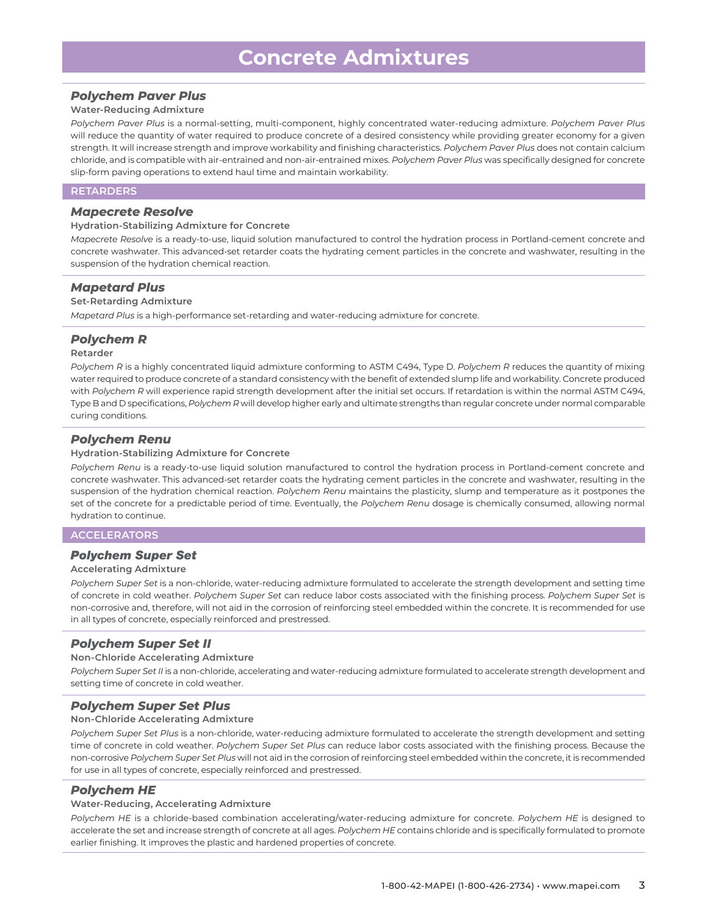# Concrete Admixtures

### *Polychem Paver Plus*

**Water-Reducing Admixture**

*Polychem Paver Plus* is a normal-setting, multi-component, highly concentrated water-reducing admixture. *Polychem Paver Plus* will reduce the quantity of water required to produce concrete of a desired consistency while providing greater economy for a given strength. It will increase strength and improve workability and finishing characteristics. *Polychem Paver Plus* does not contain calcium chloride, and is compatible with air-entrained and non-air-entrained mixes. *Polychem Paver Plus* was specifically designed for concrete slip-form paving operations to extend haul time and maintain workability.

## RETARDERS

### *Mapecrete Resolve*

**Hydration-Stabilizing Admixture for Concrete**

*Mapecrete Resolve* is a ready-to-use, liquid solution manufactured to control the hydration process in Portland-cement concrete and concrete washwater. This advanced-set retarder coats the hydrating cement particles in the concrete and washwater, resulting in the suspension of the hydration chemical reaction.

### *Mapetard Plus*

**Set-Retarding Admixture**

*Mapetard Plus* is a high-performance set-retarding and water-reducing admixture for concrete.

### *Polychem R*

**Retarder**

*Polychem R* is a highly concentrated liquid admixture conforming to ASTM C494, Type D. *Polychem R* reduces the quantity of mixing water required to produce concrete of a standard consistency with the benefit of extended slump life and workability. Concrete produced with *Polychem R* will experience rapid strength development after the initial set occurs. If retardation is within the normal ASTM C494, Type B and D specifications, *Polychem R* will develop higher early and ultimate strengths than regular concrete under normal comparable curing conditions.

### *Polychem Renu*

**Hydration-Stabilizing Admixture for Concrete**

*Polychem Renu* is a ready-to-use liquid solution manufactured to control the hydration process in Portland-cement concrete and concrete washwater. This advanced-set retarder coats the hydrating cement particles in the concrete and washwater, resulting in the suspension of the hydration chemical reaction. *Polychem Renu* maintains the plasticity, slump and temperature as it postpones the set of the concrete for a predictable period of time. Eventually, the *Polychem Renu* dosage is chemically consumed, allowing normal hydration to continue.

## ACCELERATORS

### *Polychem Super Set*

**Accelerating Admixture**

*Polychem Super Set* is a non-chloride, water-reducing admixture formulated to accelerate the strength development and setting time of concrete in cold weather. *Polychem Super Set* can reduce labor costs associated with the finishing process. *Polychem Super Set* is non-corrosive and, therefore, will not aid in the corrosion of reinforcing steel embedded within the concrete. It is recommended for use in all types of concrete, especially reinforced and prestressed.

### *Polychem Super Set II*

**Non-Chloride Accelerating Admixture**

*Polychem Super Set II* is a non-chloride, accelerating and water-reducing admixture formulated to accelerate strength development and setting time of concrete in cold weather.

### *Polychem Super Set Plus*

**Non-Chloride Accelerating Admixture**

*Polychem Super Set Plus* is a non-chloride, water-reducing admixture formulated to accelerate the strength development and setting time of concrete in cold weather. *Polychem Super Set Plus* can reduce labor costs associated with the finishing process. Because the non-corrosive *Polychem Super Set Plus* will not aid in the corrosion of reinforcing steel embedded within the concrete, it is recommended for use in all types of concrete, especially reinforced and prestressed.

### *Polychem HE*

**Water-Reducing, Accelerating Admixture**

*Polychem HE* is a chloride-based combination accelerating/water-reducing admixture for concrete. *Polychem HE* is designed to accelerate the set and increase strength of concrete at all ages. *Polychem HE* contains chloride and is specifically formulated to promote earlier finishing. It improves the plastic and hardened properties of concrete.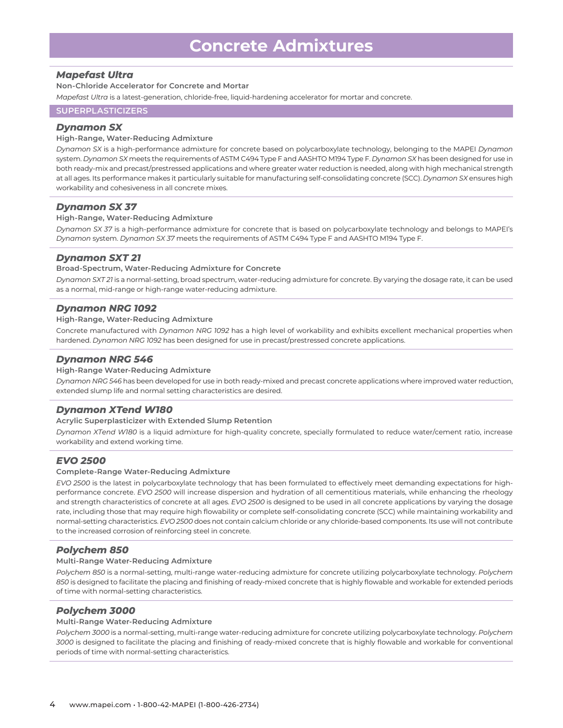# Concrete Admixtures

### *Mapefast Ultra*

**Non-Chloride Accelerator for Concrete and Mortar**

*Mapefast Ultra* is a latest-generation, chloride-free, liquid-hardening accelerator for mortar and concrete.

## SUPERPLASTICIZERS

### *Dynamon SX*

**High-Range, Water-Reducing Admixture**

*Dynamon SX* is a high-performance admixture for concrete based on polycarboxylate technology, belonging to the MAPEI *Dynamon* system. *Dynamon SX* meets the requirements of ASTM C494 Type F and AASHTO M194 Type F. *Dynamon SX* has been designed for use in both ready-mix and precast/prestressed applications and where greater water reduction is needed, along with high mechanical strength at all ages. Its performance makes it particularly suitable for manufacturing self-consolidating concrete (SCC). *Dynamon SX* ensures high workability and cohesiveness in all concrete mixes.

### *Dynamon SX 37*

**High-Range, Water-Reducing Admixture**

*Dynamon SX 37* is a high-performance admixture for concrete that is based on polycarboxylate technology and belongs to MAPEI's *Dynamon* system. *Dynamon SX 37* meets the requirements of ASTM C494 Type F and AASHTO M194 Type F.

### *Dynamon SXT 21*

**Broad-Spectrum, Water-Reducing Admixture for Concrete**

*Dynamon SXT 21* is a normal-setting, broad spectrum, water-reducing admixture for concrete. By varying the dosage rate, it can be used as a normal, mid-range or high-range water-reducing admixture.

### *Dynamon NRG 1092*

**High-Range, Water-Reducing Admixture**

Concrete manufactured with *Dynamon NRG 1092* has a high level of workability and exhibits excellent mechanical properties when hardened. *Dynamon NRG 1092* has been designed for use in precast/prestressed concrete applications.

### *Dynamon NRG 546*

**High-Range Water-Reducing Admixture**

*Dynamon NRG 546* has been developed for use in both ready-mixed and precast concrete applications where improved water reduction, extended slump life and normal setting characteristics are desired.

### *Dynamon XTend W180*

**Acrylic Superplasticizer with Extended Slump Retention**

*Dynamon XTend W180* is a liquid admixture for high-quality concrete, specially formulated to reduce water/cement ratio, increase workability and extend working time.

### *EVO 2500*

**Complete-Range Water-Reducing Admixture**

*EVO 2500* is the latest in polycarboxylate technology that has been formulated to effectively meet demanding expectations for high-performance concrete. *EVO 2500* will increase dispersion and hydration of all cementitious materials, while enhancing the rheology and strength characteristics of concrete at all ages. *EVO 2500* is designed to be used in all concrete applications by varying the dosage rate, including those that may require high flowability or complete self-consolidating concrete (SCC) while maintaining workability and normal-setting characteristics. *EVO 2500* does not contain calcium chloride or any chloride-based components. Its use will not contribute to the increased corrosion of reinforcing steel in concrete.

### *Polychem 850*

**Multi-Range Water-Reducing Admixture**

*Polychem 850* is a normal-setting, multi-range water-reducing admixture for concrete utilizing polycarboxylate technology. *Polychem 850* is designed to facilitate the placing and finishing of ready-mixed concrete that is highly flowable and workable for extended periods of time with normal-setting characteristics.

### *Polychem 3000*

**Multi-Range Water-Reducing Admixture**

*Polychem 3000* is a normal-setting, multi-range water-reducing admixture for concrete utilizing polycarboxylate technology. *Polychem 3000* is designed to facilitate the placing and finishing of ready-mixed concrete that is highly flowable and workable for conventional periods of time with normal-setting characteristics.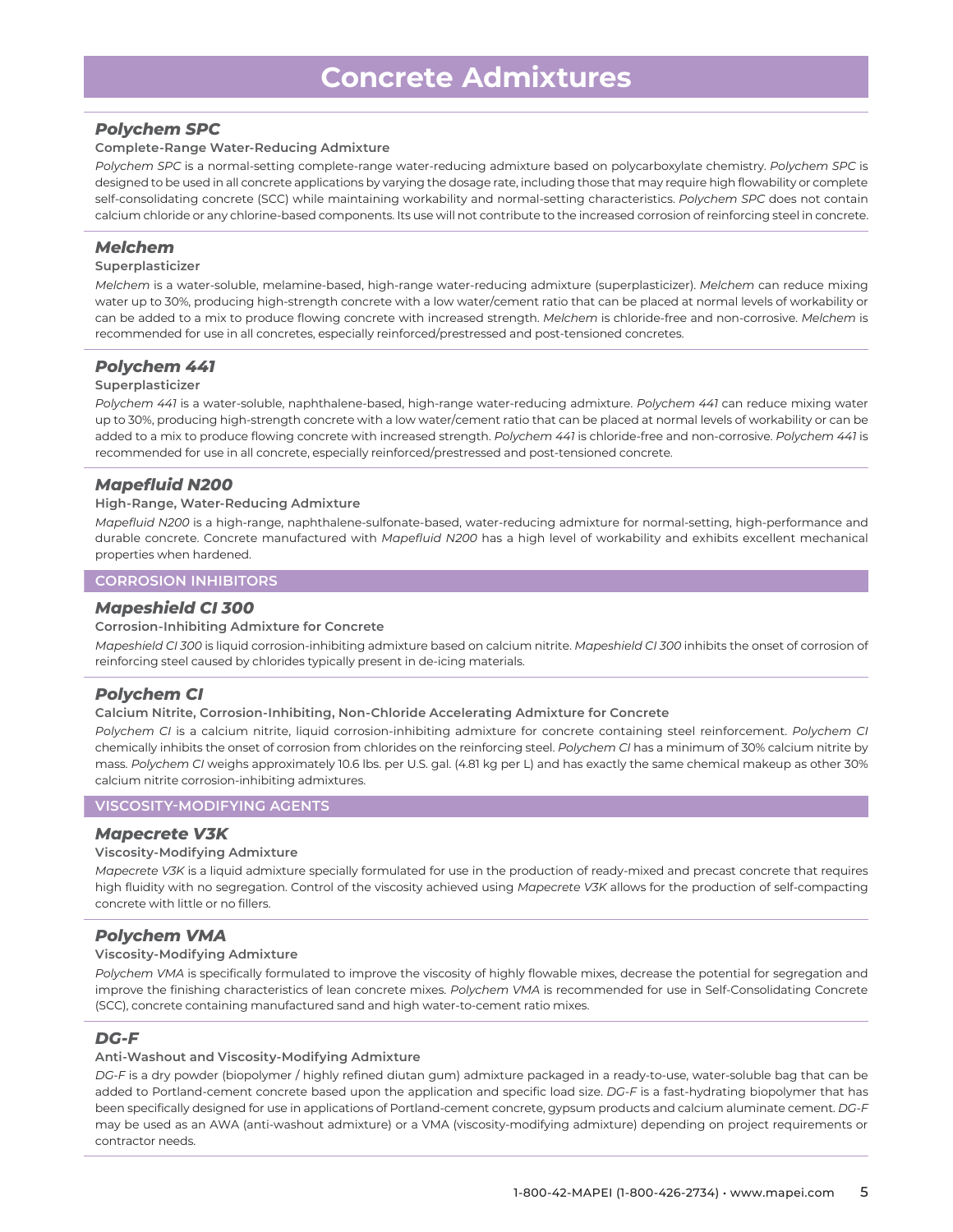# Concrete Admixtures

### *Polychem SPC*

**Complete-Range Water-Reducing Admixture**

*Polychem SPC* is a normal-setting complete-range water-reducing admixture based on polycarboxylate chemistry. *Polychem SPC* is designed to be used in all concrete applications by varying the dosage rate, including those that may require high flowability or complete self-consolidating concrete (SCC) while maintaining workability and normal-setting characteristics. *Polychem SPC* does not contain calcium chloride or any chlorine-based components. Its use will not contribute to the increased corrosion of reinforcing steel in concrete.

### *Melchem*

**Superplasticizer**

*Melchem* is a water-soluble, melamine-based, high-range water-reducing admixture (superplasticizer). *Melchem* can reduce mixing water up to 30%, producing high-strength concrete with a low water/cement ratio that can be placed at normal levels of workability or can be added to a mix to produce flowing concrete with increased strength. *Melchem* is chloride-free and non-corrosive. *Melchem* is recommended for use in all concretes, especially reinforced/prestressed and post-tensioned concretes.

### *Polychem 441*

**Superplasticizer**

*Polychem 441* is a water-soluble, naphthalene-based, high-range water-reducing admixture. *Polychem 441* can reduce mixing water up to 30%, producing high-strength concrete with a low water/cement ratio that can be placed at normal levels of workability or can be added to a mix to produce flowing concrete with increased strength. *Polychem 441* is chloride-free and non-corrosive. *Polychem 441* is recommended for use in all concrete, especially reinforced/prestressed and post-tensioned concrete.

### *Mapefluid N200*

**High-Range, Water-Reducing Admixture**

*Mapefluid N200* is a high-range, naphthalene-sulfonate-based, water-reducing admixture for normal-setting, high-performance and durable concrete. Concrete manufactured with *Mapefluid N200* has a high level of workability and exhibits excellent mechanical properties when hardened.

## CORROSION INHIBITORS

### *Mapeshield CI 300*

**Corrosion-Inhibiting Admixture for Concrete**

*Mapeshield CI 300* is liquid corrosion-inhibiting admixture based on calcium nitrite. *Mapeshield CI 300* inhibits the onset of corrosion of reinforcing steel caused by chlorides typically present in de-icing materials.

### *Polychem CI*

**Calcium Nitrite, Corrosion-Inhibiting, Non-Chloride Accelerating Admixture for Concrete**

*Polychem CI* is a calcium nitrite, liquid corrosion-inhibiting admixture for concrete containing steel reinforcement. *Polychem CI* chemically inhibits the onset of corrosion from chlorides on the reinforcing steel. *Polychem CI* has a minimum of 30% calcium nitrite by mass. *Polychem CI* weighs approximately 10.6 lbs. per U.S. gal. (4.81 kg per L) and has exactly the same chemical makeup as other 30% calcium nitrite corrosion-inhibiting admixtures.

## VISCOSITY-MODIFYING AGENTS

### *Mapecrete V3K*

**Viscosity-Modifying Admixture**

*Mapecrete V3K* is a liquid admixture specially formulated for use in the production of ready-mixed and precast concrete that requires high fluidity with no segregation. Control of the viscosity achieved using *Mapecrete V3K* allows for the production of self-compacting concrete with little or no fillers.

### *Polychem VMA*

**Viscosity-Modifying Admixture**

*Polychem VMA* is specifically formulated to improve the viscosity of highly flowable mixes, decrease the potential for segregation and improve the finishing characteristics of lean concrete mixes. *Polychem VMA* is recommended for use in Self-Consolidating Concrete (SCC), concrete containing manufactured sand and high water-to-cement ratio mixes.

### *DG-F*

**Anti-Washout and Viscosity-Modifying Admixture**

*DG-F* is a dry powder (biopolymer / highly refined diutan gum) admixture packaged in a ready-to-use, water-soluble bag that can be added to Portland-cement concrete based upon the application and specific load size. *DG-F* is a fast-hydrating biopolymer that has been specifically designed for use in applications of Portland-cement concrete, gypsum products and calcium aluminate cement. *DG-F* may be used as an AWA (anti-washout admixture) or a VMA (viscosity-modifying admixture) depending on project requirements or contractor needs.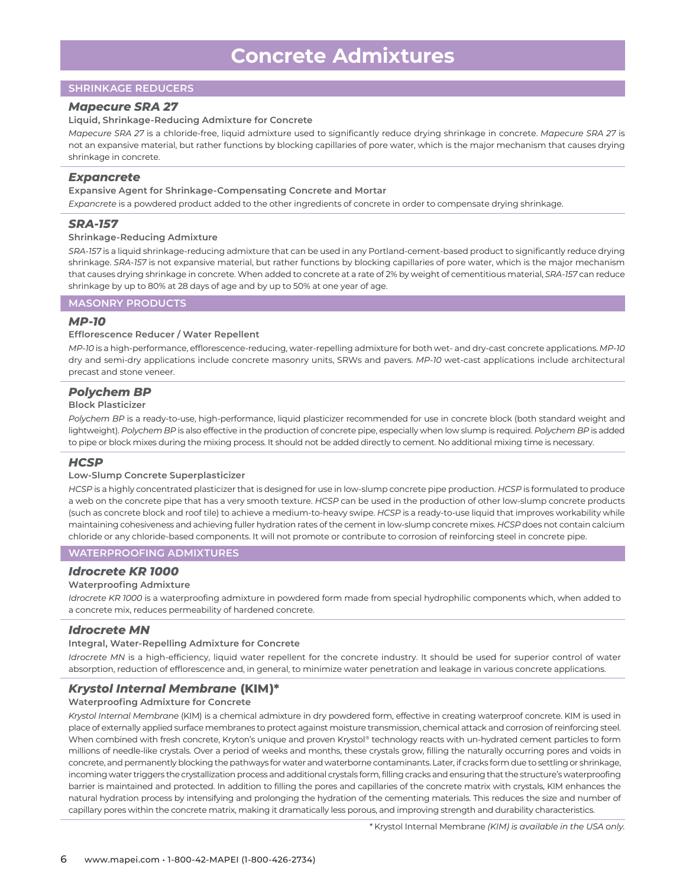# Concrete Admixtures

## SHRINKAGE REDUCERS

### *Mapecure SRA 27*

**Liquid, Shrinkage-Reducing Admixture for Concrete**

*Mapecure SRA 27* is a chloride-free, liquid admixture used to significantly reduce drying shrinkage in concrete. *Mapecure SRA 27* is not an expansive material, but rather functions by blocking capillaries of pore water, which is the major mechanism that causes drying shrinkage in concrete.

### *Expancrete*

**Expansive Agent for Shrinkage-Compensating Concrete and Mortar**

*Expancrete* is a powdered product added to the other ingredients of concrete in order to compensate drying shrinkage.

### *SRA-157*

**Shrinkage-Reducing Admixture**

*SRA-157* is a liquid shrinkage-reducing admixture that can be used in any Portland-cement-based product to significantly reduce drying shrinkage. *SRA-157* is not expansive material, but rather functions by blocking capillaries of pore water, which is the major mechanism that causes drying shrinkage in concrete. When added to concrete at a rate of 2% by weight of cementitious material, *SRA-157* can reduce shrinkage by up to 80% at 28 days of age and by up to 50% at one year of age.

## MASONRY PRODUCTS

### *MP-10*

**Efflorescence Reducer / Water Repellent**

*MP-10* is a high-performance, efflorescence-reducing, water-repelling admixture for both wet- and dry-cast concrete applications. *MP-10* dry and semi-dry applications include concrete masonry units, SRWs and pavers. *MP-10* wet-cast applications include architectural precast and stone veneer.

### *Polychem BP*

**Block Plasticizer**

*Polychem BP* is a ready-to-use, high-performance, liquid plasticizer recommended for use in concrete block (both standard weight and lightweight). *Polychem BP* is also effective in the production of concrete pipe, especially when low slump is required. *Polychem BP* is added to pipe or block mixes during the mixing process. It should not be added directly to cement. No additional mixing time is necessary.

### *HCSP*

**Low-Slump Concrete Superplasticizer**

*HCSP* is a highly concentrated plasticizer that is designed for use in low-slump concrete pipe production. *HCSP* is formulated to produce a web on the concrete pipe that has a very smooth texture. *HCSP* can be used in the production of other low-slump concrete products (such as concrete block and roof tile) to achieve a medium-to-heavy swipe. *HCSP* is a ready-to-use liquid that improves workability while maintaining cohesiveness and achieving fuller hydration rates of the cement in low-slump concrete mixes. *HCSP* does not contain calcium chloride or any chloride-based components. It will not promote or contribute to corrosion of reinforcing steel in concrete pipe.

## WATERPROOFING ADMIXTURES

### *Idrocrete KR 1000*

**Waterproofing Admixture**

*Idrocrete KR 1000* is a waterproofing admixture in powdered form made from special hydrophilic components which, when added to a concrete mix, reduces permeability of hardened concrete.

### *Idrocrete MN*

**Integral, Water-Repelling Admixture for Concrete**

*Idrocrete MN* is a high-efficiency, liquid water repellent for the concrete industry. It should be used for superior control of water absorption, reduction of efflorescence and, in general, to minimize water penetration and leakage in various concrete applications.

### *Krystol Internal Membrane* (KIM)*

**Waterproofing Admixture for Concrete**

*Krystol Internal Membrane* (KIM) is a chemical admixture in dry powdered form, effective in creating waterproof concrete. KIM is used in place of externally applied surface membranes to protect against moisture transmission, chemical attack and corrosion of reinforcing steel. When combined with fresh concrete, Kryton's unique and proven Krystol® technology reacts with un-hydrated cement particles to form millions of needle-like crystals. Over a period of weeks and months, these crystals grow, filling the naturally occurring pores and voids in concrete, and permanently blocking the pathways for water and waterborne contaminants. Later, if cracks form due to settling or shrinkage, incoming water triggers the crystallization process and additional crystals form, filling cracks and ensuring that the structure's waterproofing barrier is maintained and protected. In addition to filling the pores and capillaries of the concrete matrix with crystals, KIM enhances the natural hydration process by intensifying and prolonging the hydration of the cementing materials. This reduces the size and number of capillary pores within the concrete matrix, making it dramatically less porous, and improving strength and durability characteristics.

\* Krystol Internal Membrane *(KIM) is available in the USA only.*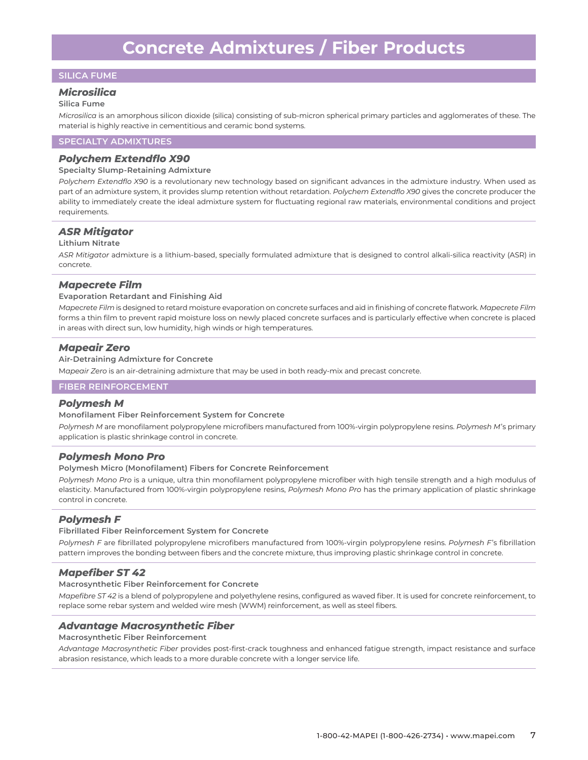# Concrete Admixtures / Fiber Products

## SILICA FUME

### *Microsilica*

**Silica Fume**

*Microsilica* is an amorphous silicon dioxide (silica) consisting of sub-micron spherical primary particles and agglomerates of these. The material is highly reactive in cementitious and ceramic bond systems.

## SPECIALTY ADMIXTURES

### *Polychem Extendflo X90*

**Specialty Slump-Retaining Admixture**

*Polychem Extendflo X90* is a revolutionary new technology based on significant advances in the admixture industry. When used as part of an admixture system, it provides slump retention without retardation. *Polychem Extendflo X90* gives the concrete producer the ability to immediately create the ideal admixture system for fluctuating regional raw materials, environmental conditions and project requirements.

### *ASR Mitigator*

**Lithium Nitrate**

*ASR Mitigator* admixture is a lithium-based, specially formulated admixture that is designed to control alkali-silica reactivity (ASR) in concrete.

### *Mapecrete Film*

**Evaporation Retardant and Finishing Aid**

*Mapecrete Film* is designed to retard moisture evaporation on concrete surfaces and aid in finishing of concrete flatwork. *Mapecrete Film* forms a thin film to prevent rapid moisture loss on newly placed concrete surfaces and is particularly effective when concrete is placed in areas with direct sun, low humidity, high winds or high temperatures.

### *Mapeair Zero*

**Air-Detraining Admixture for Concrete**

M*apeair Zero* is an air-detraining admixture that may be used in both ready-mix and precast concrete.

## FIBER REINFORCEMENT

### *Polymesh M*

**Monofilament Fiber Reinforcement System for Concrete**

*Polymesh M* are monofilament polypropylene microfibers manufactured from 100%-virgin polypropylene resins. *Polymesh M*'s primary application is plastic shrinkage control in concrete.

### *Polymesh Mono Pro*

**Polymesh Micro (Monofilament) Fibers for Concrete Reinforcement**

*Polymesh Mono Pro* is a unique, ultra thin monofilament polypropylene microfiber with high tensile strength and a high modulus of elasticity. Manufactured from 100%-virgin polypropylene resins, *Polymesh Mono Pro* has the primary application of plastic shrinkage control in concrete.

### *Polymesh F*

**Fibrillated Fiber Reinforcement System for Concrete**

*Polymesh F* are fibrillated polypropylene microfibers manufactured from 100%-virgin polypropylene resins. *Polymesh F*'s fibrillation pattern improves the bonding between fibers and the concrete mixture, thus improving plastic shrinkage control in concrete.

### *Mapefiber ST 42*

**Macrosynthetic Fiber Reinforcement for Concrete**

*Mapefibre ST 42* is a blend of polypropylene and polyethylene resins, configured as waved fiber. It is used for concrete reinforcement, to replace some rebar system and welded wire mesh (WWM) reinforcement, as well as steel fibers.

### *Advantage Macrosynthetic Fiber*

**Macrosynthetic Fiber Reinforcement**

*Advantage Macrosynthetic Fiber* provides post-first-crack toughness and enhanced fatigue strength, impact resistance and surface abrasion resistance, which leads to a more durable concrete with a longer service life.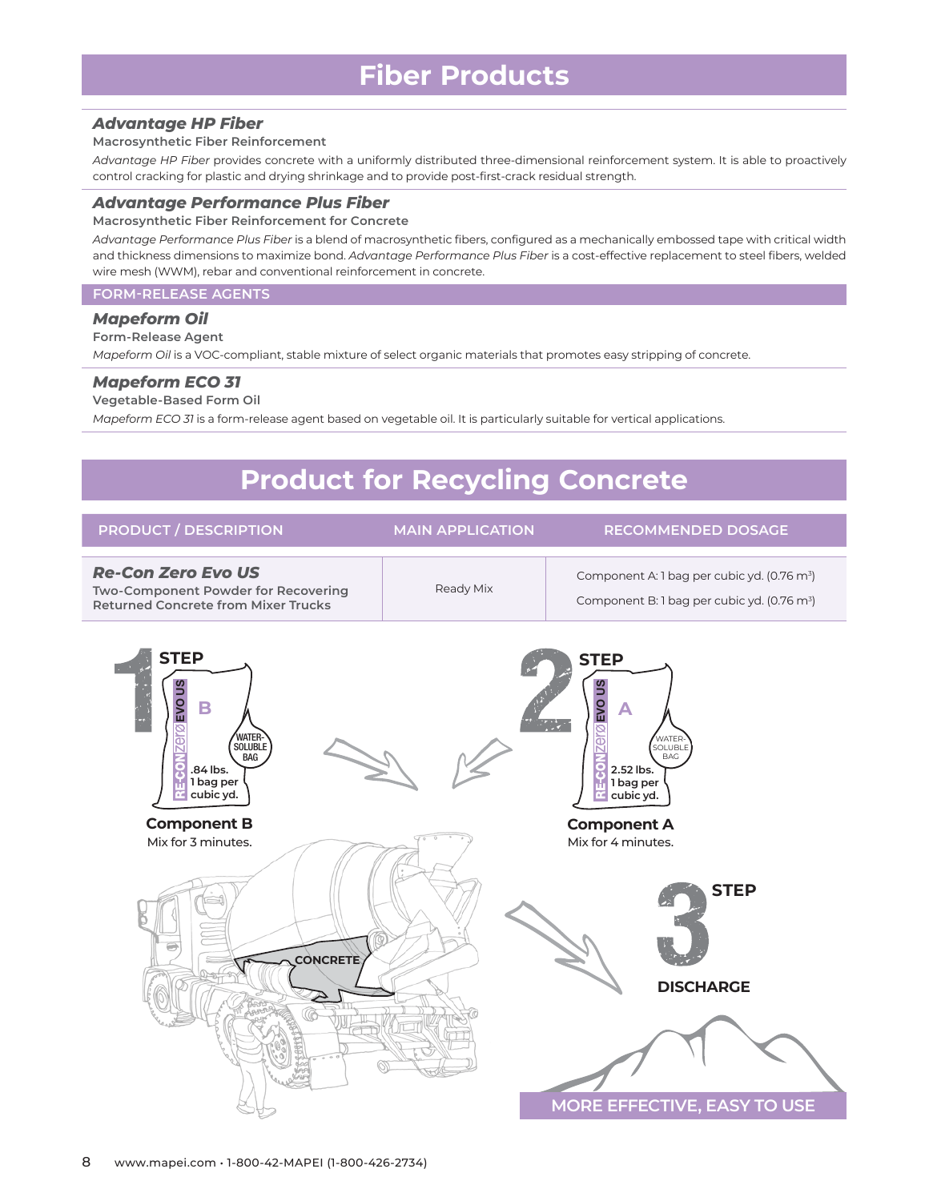# Fiber Products

### *Advantage HP Fiber*

**Macrosynthetic Fiber Reinforcement**

*Advantage HP Fiber* provides concrete with a uniformly distributed three-dimensional reinforcement system. It is able to proactively control cracking for plastic and drying shrinkage and to provide post-first-crack residual strength.

### *Advantage Performance Plus Fiber*

**Macrosynthetic Fiber Reinforcement for Concrete**

*Advantage Performance Plus Fiber* is a blend of macrosynthetic fibers, configured as a mechanically embossed tape with critical width and thickness dimensions to maximize bond. *Advantage Performance Plus Fiber* is a cost-effective replacement to steel fibers, welded wire mesh (WWM), rebar and conventional reinforcement in concrete.

## FORM-RELEASE AGENTS

### *Mapeform Oil*

**Form-Release Agent**

*Mapeform Oil* is a VOC-compliant, stable mixture of select organic materials that promotes easy stripping of concrete.

### *Mapeform ECO 31*

**Vegetable-Based Form Oil**

*Mapeform ECO 31* is a form-release agent based on vegetable oil. It is particularly suitable for vertical applications.

# Product for Recycling Concrete

| PRODUCT / DESCRIPTION | MAIN APPLICATION | RECOMMENDED DOSAGE |
|---|---|---|
| ***Re-Con Zero Evo US*** **Two-Component Powder for Recovering Returned Concrete from Mixer Trucks** | Ready Mix | Component A: 1 bag per cubic yd. (0.76 $m^3$) Component B: 1 bag per cubic yd. (0.76 $m^3$) |

**STEP 1**

RE-CON ZERO EVO US – B – WATER-SOLUBLE BAG – .84 lbs. 1 bag per cubic yd.

**Component B**
Mix for 3 minutes.

**STEP 2**

RE-CON ZERO EVO US – A – WATER-SOLUBLE BAG – 2.52 lbs. 1 bag per cubic yd.

**Component A**
Mix for 4 minutes.

CONCRETE

**STEP 3**

**DISCHARGE**

MORE EFFECTIVE, EASY TO USE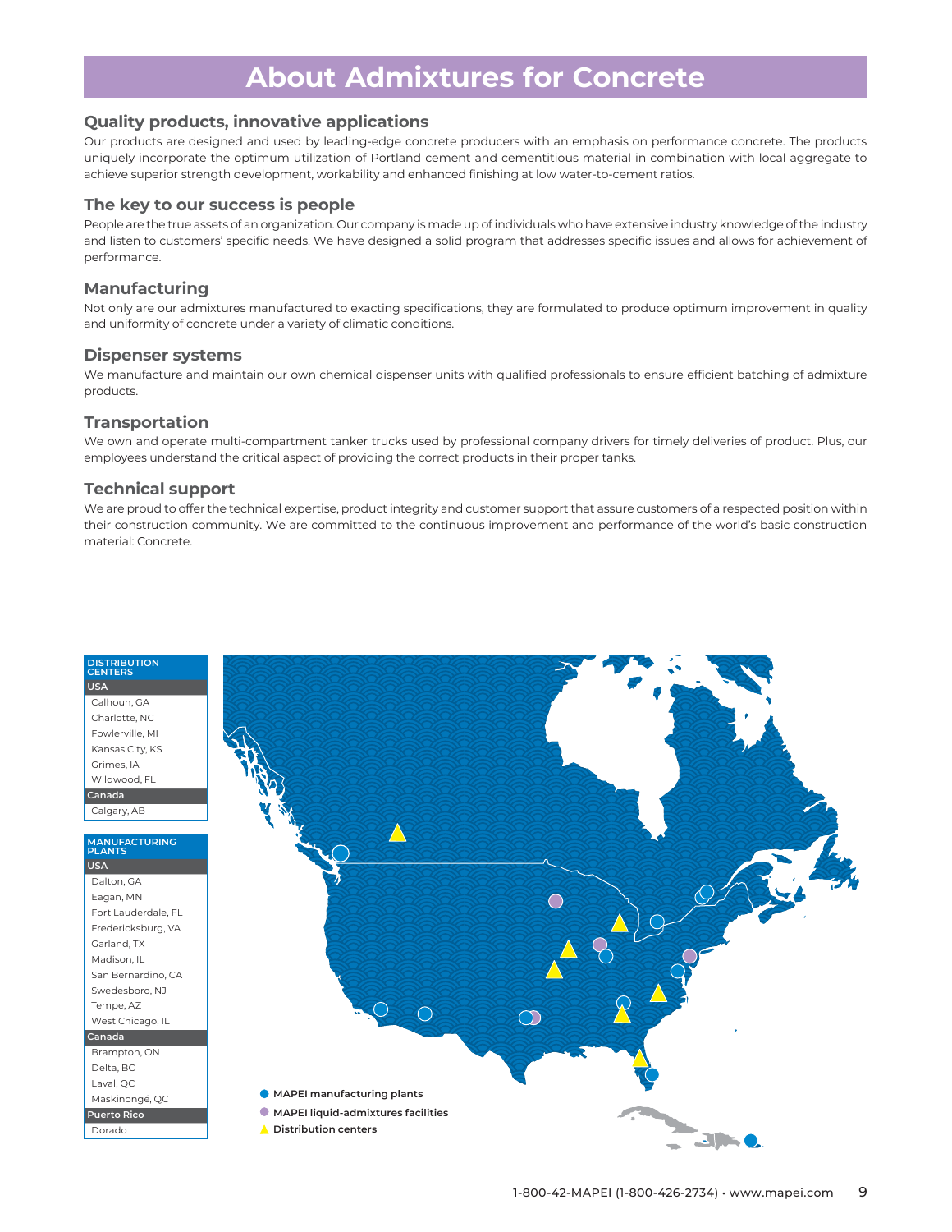# About Admixtures for Concrete

### Quality products, innovative applications

Our products are designed and used by leading-edge concrete producers with an emphasis on performance concrete. The products uniquely incorporate the optimum utilization of Portland cement and cementitious material in combination with local aggregate to achieve superior strength development, workability and enhanced finishing at low water-to-cement ratios.

### The key to our success is people

People are the true assets of an organization. Our company is made up of individuals who have extensive industry knowledge of the industry and listen to customers' specific needs. We have designed a solid program that addresses specific issues and allows for achievement of performance.

### Manufacturing

Not only are our admixtures manufactured to exacting specifications, they are formulated to produce optimum improvement in quality and uniformity of concrete under a variety of climatic conditions.

### Dispenser systems

We manufacture and maintain our own chemical dispenser units with qualified professionals to ensure efficient batching of admixture products.

### Transportation

We own and operate multi-compartment tanker trucks used by professional company drivers for timely deliveries of product. Plus, our employees understand the critical aspect of providing the correct products in their proper tanks.

### Technical support

We are proud to offer the technical expertise, product integrity and customer support that assure customers of a respected position within their construction community. We are committed to the continuous improvement and performance of the world's basic construction material: Concrete.

| DISTRIBUTION CENTERS |
|---|
| **USA** |
| Calhoun, GA |
| Charlotte, NC |
| Fowlerville, MI |
| Kansas City, KS |
| Grimes, IA |
| Wildwood, FL |
| **Canada** |
| Calgary, AB |

| MANUFACTURING PLANTS |
|---|
| **USA** |
| Dalton, GA |
| Eagan, MN |
| Fort Lauderdale, FL |
| Fredericksburg, VA |
| Garland, TX |
| Madison, IL |
| San Bernardino, CA |
| Swedesboro, NJ |
| Tempe, AZ |
| West Chicago, IL |
| **Canada** |
| Brampton, ON |
| Delta, BC |
| Laval, QC |
| Maskinongé, QC |
| **Puerto Rico** |
| Dorado |

- MAPEI manufacturing plants
- MAPEI liquid-admixtures facilities
- Distribution centers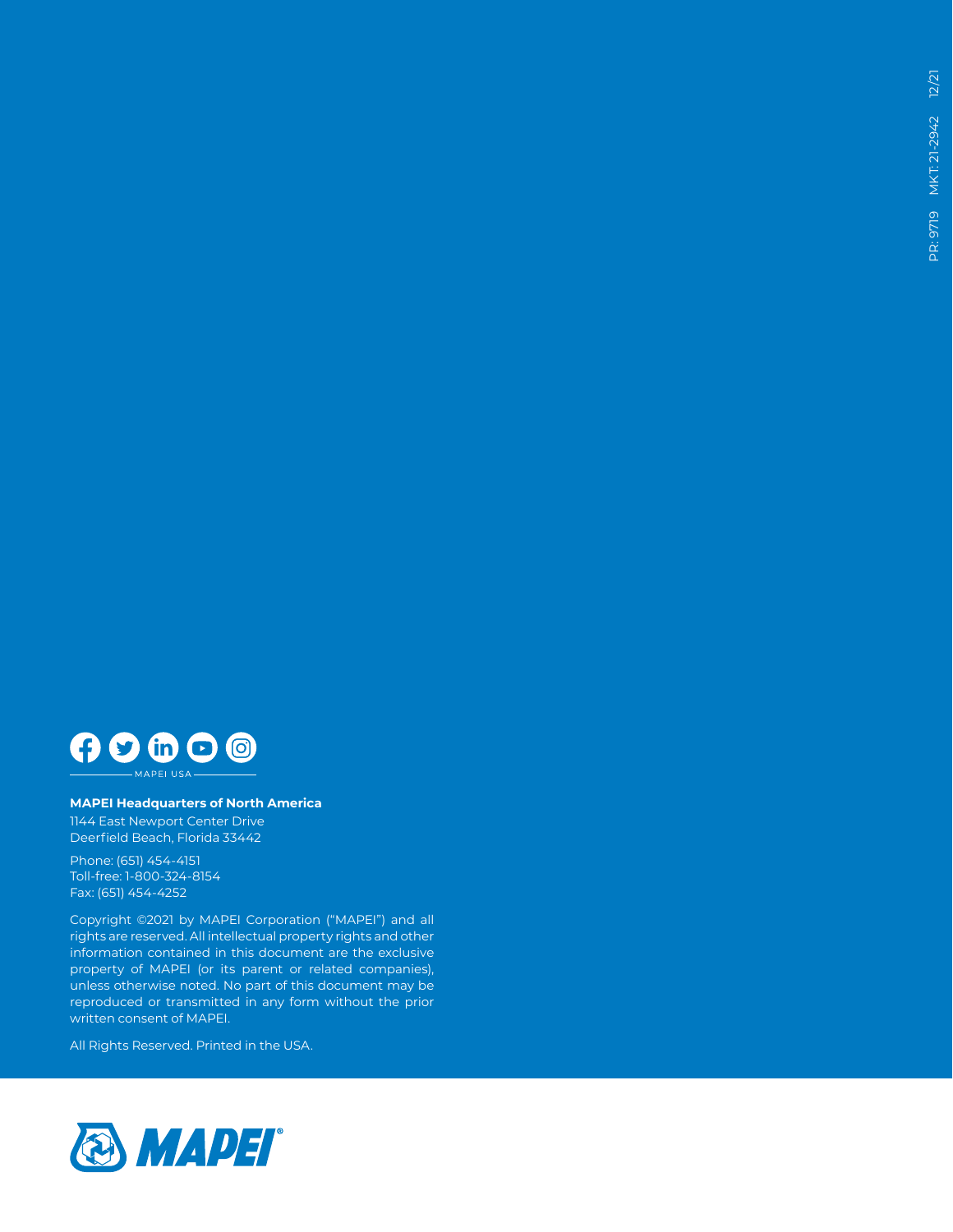PR: 9719 MKT: 21-2942 12/21

MAPEI USA

**MAPEI Headquarters of North America**
1144 East Newport Center Drive
Deerfield Beach, Florida 33442

Phone: (651) 454-4151
Toll-free: 1-800-324-8154
Fax: (651) 454-4252

Copyright ©2021 by MAPEI Corporation ("MAPEI") and all rights are reserved. All intellectual property rights and other information contained in this document are the exclusive property of MAPEI (or its parent or related companies), unless otherwise noted. No part of this document may be reproduced or transmitted in any form without the prior written consent of MAPEI.

All Rights Reserved. Printed in the USA.

MAPEI®